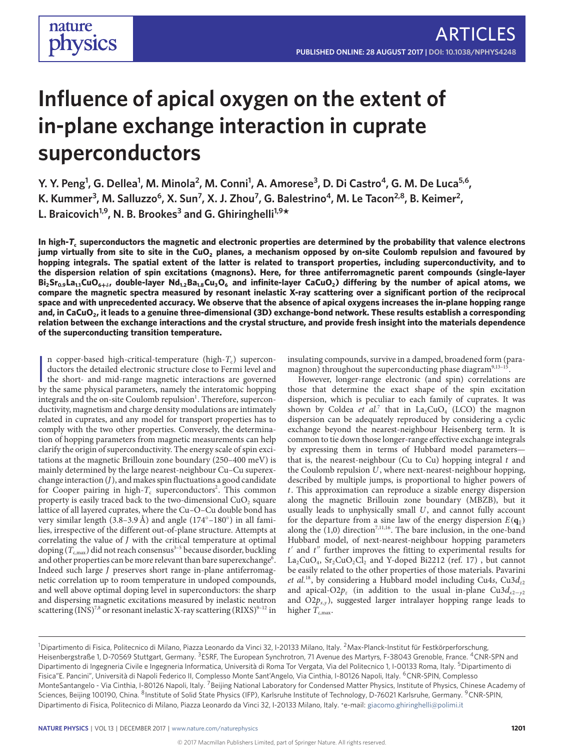# Influence of apical oxygen on the extent of in-plane exchange interaction in cuprate superconductors

Y. Y. Peng[1], G. Dellea[1], M. Minola[2], M. Conni[1], A. Amorese[3], D. Di Castro[4], G. M. De Luca[5,6], K. Kummer[3], M. Salluzzo[6], X. Sun[7], X. J. Zhou[7], G. Balestrino[4], M. Le Tacon[2,8], B. Keimer[2], L. Braicovich[1,9], N. B. Brookes[3] and G. Ghiringhelli[1,9]*

**In high-$T_c$ superconductors the magnetic and electronic properties are determined by the probability that valence electrons jump virtually from site to site in the $CuO_2$ planes, a mechanism opposed by on-site Coulomb repulsion and favoured by hopping integrals. The spatial extent of the latter is related to transport properties, including superconductivity, and to the dispersion relation of spin excitations (magnons). Here, for three antiferromagnetic parent compounds (single-layer $Bi_2Sr_{0.9}La_{1.1}CuO_{6+\delta}$, double-layer $Nd_{1.2}Ba_{1.8}Cu_3O_6$ and infinite-layer $CaCuO_2$) differing by the number of apical atoms, we compare the magnetic spectra measured by resonant inelastic X-ray scattering over a significant portion of the reciprocal space and with unprecedented accuracy. We observe that the absence of apical oxygens increases the in-plane hopping range and, in $CaCuO_2$, it leads to a genuine three-dimensional (3D) exchange-bond network. These results establish a corresponding relation between the exchange interactions and the crystal structure, and provide fresh insight into the materials dependence of the superconducting transition temperature.**

In copper-based high-critical-temperature (high-$T_c$) superconductors the detailed electronic structure close to Fermi level and the short- and mid-range magnetic interactions are governed by the same physical parameters, namely the interatomic hopping integrals and the on-site Coulomb repulsion[1]. Therefore, superconductivity, magnetism and charge density modulations are intimately related in cuprates, and any model for transport properties has to comply with the two other properties. Conversely, the determination of hopping parameters from magnetic measurements can help clarify the origin of superconductivity. The energy scale of spin excitations at the magnetic Brillouin zone boundary (250–400 meV) is mainly determined by the large nearest-neighbour Cu–Cu superexchange interaction ($J$), and makes spin fluctuations a good candidate for Cooper pairing in high-$T_c$ superconductors[2]. This common property is easily traced back to the two-dimensional $CuO_2$ square lattice of all layered cuprates, where the Cu–O–Cu double bond has very similar length (3.8–3.9 Å) and angle (174°–180°) in all families, irrespective of the different out-of-plane structure. Attempts at correlating the value of $J$ with the critical temperature at optimal doping ($T_{c,max}$) did not reach consensus[3–5] because disorder, buckling and other properties can be more relevant than bare superexchange[6]. Indeed such large $J$ preserves short range in-plane antiferromagnetic correlation up to room temperature in undoped compounds, and well above optimal doping level in superconductors: the sharp and dispersing magnetic excitations measured by inelastic neutron scattering (INS)[7,8] or resonant inelastic X-ray scattering (RIXS)[9–12] in insulating compounds, survive in a damped, broadened form (paramagnon) throughout the superconducting phase diagram[9,13–15].

However, longer-range electronic (and spin) correlations are those that determine the exact shape of the spin excitation dispersion, which is peculiar to each family of cuprates. It was shown by Coldea *et al.*[7] that in $La_2CuO_4$ (LCO) the magnon dispersion can be adequately reproduced by considering a cyclic exchange beyond the nearest-neighbour Heisenberg term. It is common to tie down those longer-range effective exchange integrals by expressing them in terms of Hubbard model parameters—that is, the nearest-neighbour (Cu to Cu) hopping integral $t$ and the Coulomb repulsion $U$, where next-nearest-neighbour hopping, described by multiple jumps, is proportional to higher powers of $t$. This approximation can reproduce a sizable energy dispersion along the magnetic Brillouin zone boundary (MBZB), but it usually leads to unphysically small $U$, and cannot fully account for the departure from a sine law of the energy dispersion $E(\mathbf{q}_\parallel)$ along the (1,0) direction[7,11,16]. The bare inclusion, in the one-band Hubbard model, of next-nearest-neighbour hopping parameters $t'$ and $t''$ further improves the fitting to experimental results for $La_2CuO_4$, $Sr_2CuO_2Cl_2$ and Y-doped Bi2212 (ref. 17) , but cannot be easily related to the other properties of those materials. Pavarini *et al.*[18], by considering a Hubbard model including Cu4$s$, Cu3$d_{z^2}$ and apical-O2$p_z$ (in addition to the usual in-plane Cu3$d_{x^2-y^2}$ and O2$p_{x,y}$), suggested larger intralayer hopping range leads to higher $T_{c,max}$.

[1]Dipartimento di Fisica, Politecnico di Milano, Piazza Leonardo da Vinci 32, I-20133 Milano, Italy. [2]Max-Planck-Institut für Festkörperforschung, Heisenbergstraße 1, D-70569 Stuttgart, Germany. [3]ESRF, The European Synchrotron, 71 Avenue des Martyrs, F-38043 Grenoble, France. [4]CNR-SPN and Dipartimento di Ingegneria Civile e Ingegneria Informatica, Università di Roma Tor Vergata, Via del Politecnico 1, I-00133 Roma, Italy. [5]Dipartimento di Fisica"E. Pancini", Università di Napoli Federico II, Complesso Monte Sant'Angelo, Via Cinthia, I-80126 Napoli, Italy. [6]CNR-SPIN, Complesso MonteSantangelo - Via Cinthia, I-80126 Napoli, Italy. [7]Beijing National Laboratory for Condensed Matter Physics, Institute of Physics, Chinese Academy of Sciences, Beijing 100190, China. [8]Institute of Solid State Physics (IFP), Karlsruhe Institute of Technology, D-76021 Karlsruhe, Germany. [9]CNR-SPIN, Dipartimento di Fisica, Politecnico di Milano, Piazza Leonardo da Vinci 32, I-20133 Milano, Italy. *e-mail: giacomo.ghiringhelli@polimi.it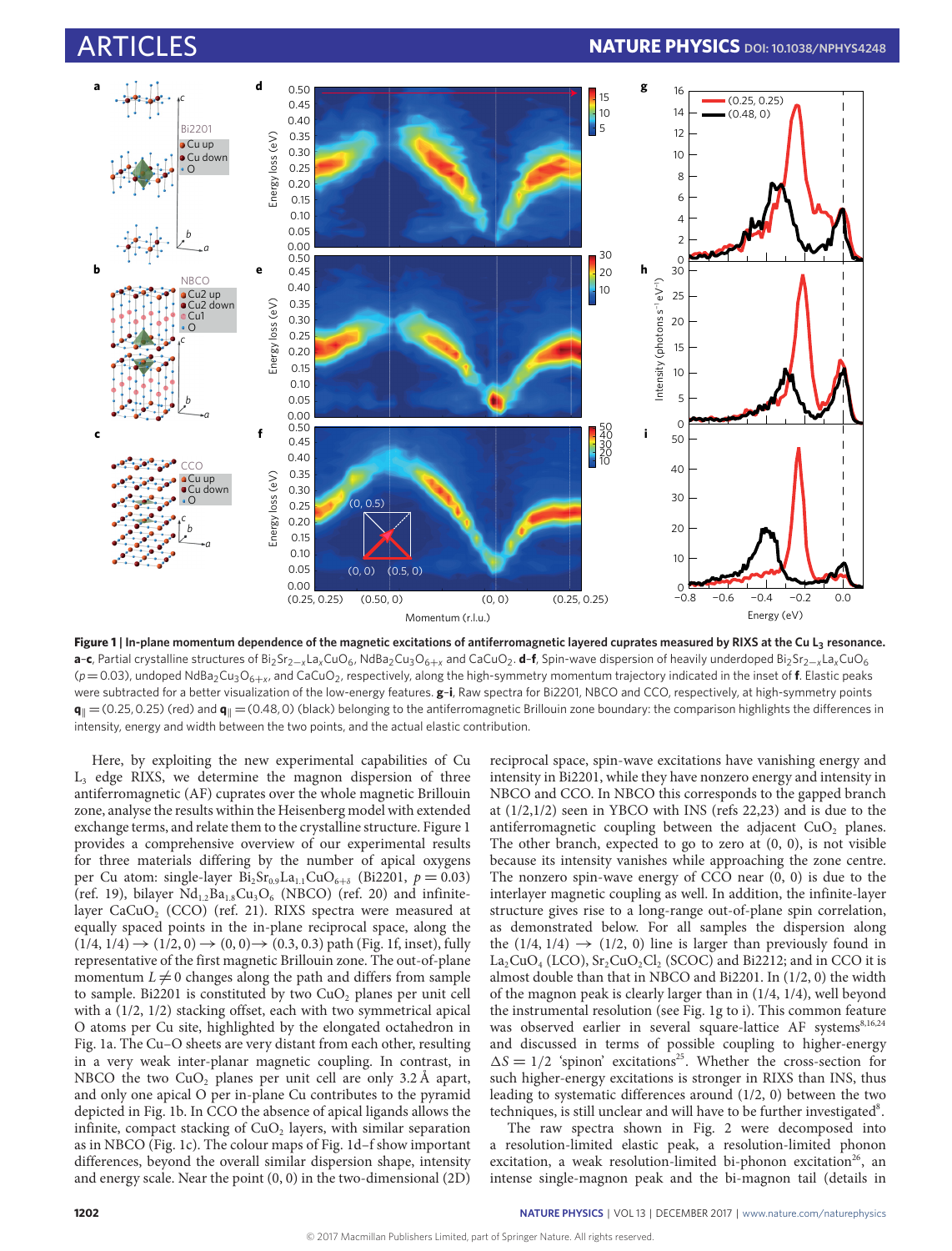**Figure 1 | In-plane momentum dependence of the magnetic excitations of antiferromagnetic layered cuprates measured by RIXS at the Cu $L_3$ resonance.** **a–c**, Partial crystalline structures of $Bi_2Sr_{2-x}La_xCuO_6$, $NdBa_2Cu_3O_{6+x}$ and $CaCuO_2$. **d–f**, Spin-wave dispersion of heavily underdoped $Bi_2Sr_{2-x}La_xCuO_6$ ($p = 0.03$), undoped $NdBa_2Cu_3O_{6+x}$, and $CaCuO_2$, respectively, along the high-symmetry momentum trajectory indicated in the inset of **f**. Elastic peaks were subtracted for a better visualization of the low-energy features. **g–i**, Raw spectra for Bi2201, NBCO and CCO, respectively, at high-symmetry points $\mathbf{q}_\parallel = (0.25, 0.25)$ (red) and $\mathbf{q}_\parallel = (0.48, 0)$ (black) belonging to the antiferromagnetic Brillouin zone boundary: the comparison highlights the differences in intensity, energy and width between the two points, and the actual elastic contribution.

Here, by exploiting the new experimental capabilities of Cu $L_3$ edge RIXS, we determine the magnon dispersion of three antiferromagnetic (AF) cuprates over the whole magnetic Brillouin zone, analyse the results within the Heisenberg model with extended exchange terms, and relate them to the crystalline structure. Figure 1 provides a comprehensive overview of our experimental results for three materials differing by the number of apical oxygens per Cu atom: single-layer $Bi_2Sr_{0.9}La_{1.1}CuO_{6+\delta}$ (Bi2201, $p = 0.03$) (ref. 19), bilayer $Nd_{1.2}Ba_{1.8}Cu_3O_6$ (NBCO) (ref. 20) and infinite-layer $CaCuO_2$ (CCO) (ref. 21). RIXS spectra were measured at equally spaced points in the in-plane reciprocal space, along the $(1/4, 1/4) \rightarrow (1/2, 0) \rightarrow (0, 0) \rightarrow (0.3, 0.3)$ path (Fig. 1f, inset), fully representative of the first magnetic Brillouin zone. The out-of-plane momentum $L \neq 0$ changes along the path and differs from sample to sample. Bi2201 is constituted by two $CuO_2$ planes per unit cell with a $(1/2, 1/2)$ stacking offset, each with two symmetrical apical O atoms per Cu site, highlighted by the elongated octahedron in Fig. 1a. The Cu–O sheets are very distant from each other, resulting in a very weak inter-planar magnetic coupling. In contrast, in NBCO the two $CuO_2$ planes per unit cell are only 3.2 Å apart, and only one apical O per in-plane Cu contributes to the pyramid depicted in Fig. 1b. In CCO the absence of apical ligands allows the infinite, compact stacking of $CuO_2$ layers, with similar separation as in NBCO (Fig. 1c). The colour maps of Fig. 1d–f show important differences, beyond the overall similar dispersion shape, intensity and energy scale. Near the point (0, 0) in the two-dimensional (2D) reciprocal space, spin-wave excitations have vanishing energy and intensity in Bi2201, while they have nonzero energy and intensity in NBCO and CCO. In NBCO this corresponds to the gapped branch at (1/2,1/2) seen in YBCO with INS (refs 22,23) and is due to the antiferromagnetic coupling between the adjacent $CuO_2$ planes. The other branch, expected to go to zero at (0, 0), is not visible because its intensity vanishes while approaching the zone centre. The nonzero spin-wave energy of CCO near (0, 0) is due to the interlayer magnetic coupling as well. In addition, the infinite-layer structure gives rise to a long-range out-of-plane spin correlation, as demonstrated below. For all samples the dispersion along the $(1/4, 1/4) \rightarrow (1/2, 0)$ line is larger than previously found in $La_2CuO_4$ (LCO), $Sr_2CuO_2Cl_2$ (SCOC) and Bi2212; and in CCO it is almost double than that in NBCO and Bi2201. In (1/2, 0) the width of the magnon peak is clearly larger than in (1/4, 1/4), well beyond the instrumental resolution (see Fig. 1g to i). This common feature was observed earlier in several square-lattice AF systems[8,16,24] and discussed in terms of possible coupling to higher-energy $\Delta S = 1/2$ 'spinon' excitations[25]. Whether the cross-section for such higher-energy excitations is stronger in RIXS than INS, thus leading to systematic differences around (1/2, 0) between the two techniques, is still unclear and will have to be further investigated[8].

The raw spectra shown in Fig. 2 were decomposed into a resolution-limited elastic peak, a resolution-limited phonon excitation, a weak resolution-limited bi-phonon excitation[26], an intense single-magnon peak and the bi-magnon tail (details in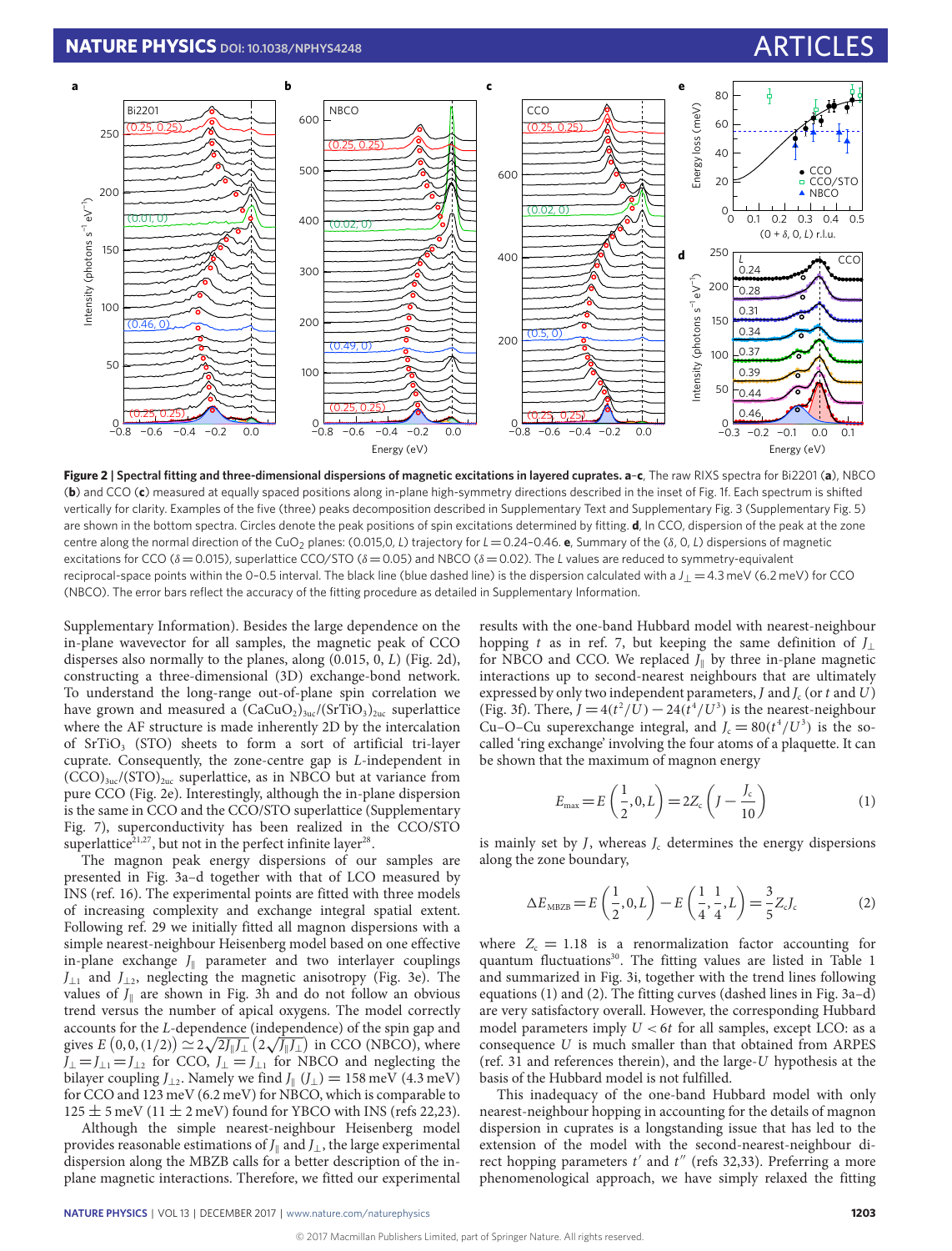**Figure 2 | Spectral fitting and three-dimensional dispersions of magnetic excitations in layered cuprates. a–c**, The raw RIXS spectra for Bi2201 (**a**), NBCO (**b**) and CCO (**c**) measured at equally spaced positions along in-plane high-symmetry directions described in the inset of Fig. 1f. Each spectrum is shifted vertically for clarity. Examples of the five (three) peaks decomposition described in Supplementary Text and Supplementary Fig. 3 (Supplementary Fig. 5) are shown in the bottom spectra. Circles denote the peak positions of spin excitations determined by fitting. **d**, In CCO, dispersion of the peak at the zone centre along the normal direction of the $CuO_2$ planes: (0.015,0, $L$) trajectory for $L$ = 0.24–0.46. **e**, Summary of the ($\delta$, 0, $L$) dispersions of magnetic excitations for CCO ($\delta$ = 0.015), superlattice CCO/STO ($\delta$ = 0.05) and NBCO ($\delta$ = 0.02). The $L$ values are reduced to symmetry-equivalent reciprocal-space points within the 0–0.5 interval. The black line (blue dashed line) is the dispersion calculated with a $J_\perp$ = 4.3 meV (6.2 meV) for CCO (NBCO). The error bars reflect the accuracy of the fitting procedure as detailed in Supplementary Information.

Supplementary Information). Besides the large dependence on the in-plane wavevector for all samples, the magnetic peak of CCO disperses also normally to the planes, along (0.015, 0, $L$) (Fig. 2d), constructing a three-dimensional (3D) exchange-bond network. To understand the long-range out-of-plane spin correlation we have grown and measured a $(CaCuO_2)_{3uc}/(SrTiO_3)_{2uc}$ superlattice where the AF structure is made inherently 2D by the intercalation of $SrTiO_3$ (STO) sheets to form a sort of artificial tri-layer cuprate. Consequently, the zone-centre gap is $L$-independent in $(CCO)_{3uc}/(STO)_{2uc}$ superlattice, as in NBCO but at variance from pure CCO (Fig. 2e). Interestingly, although the in-plane dispersion is the same in CCO and the CCO/STO superlattice (Supplementary Fig. 7), superconductivity has been realized in the CCO/STO superlattice[21,27], but not in the perfect infinite layer[28].

The magnon peak energy dispersions of our samples are presented in Fig. 3a–d together with that of LCO measured by INS (ref. 16). The experimental points are fitted with three models of increasing complexity and exchange integral spatial extent. Following ref. 29 we initially fitted all magnon dispersions with a simple nearest-neighbour Heisenberg model based on one effective in-plane exchange $J_\parallel$ parameter and two interlayer couplings $J_{\perp 1}$ and $J_{\perp 2}$, neglecting the magnetic anisotropy (Fig. 3e). The values of $J_\parallel$ are shown in Fig. 3h and do not follow an obvious trend versus the number of apical oxygens. The model correctly accounts for the $L$-dependence (independence) of the spin gap and gives $E\left(0,0,(1/2)\right) \simeq 2\sqrt{2J_\parallel J_\perp}$ $\left(2\sqrt{J_\parallel J_\perp}\right)$ in CCO (NBCO), where $J_\perp = J_{\perp 1} = J_{\perp 2}$ for CCO, $J_\perp = J_{\perp 1}$ for NBCO and neglecting the bilayer coupling $J_{\perp 2}$. Namely we find $J_\parallel$ ($J_\perp$) = 158 meV (4.3 meV) for CCO and 123 meV (6.2 meV) for NBCO, which is comparable to 125 ± 5 meV (11 ± 2 meV) found for YBCO with INS (refs 22,23).

Although the simple nearest-neighbour Heisenberg model provides reasonable estimations of $J_\parallel$ and $J_\perp$, the large experimental dispersion along the MBZB calls for a better description of the in-plane magnetic interactions. Therefore, we fitted our experimental results with the one-band Hubbard model with nearest-neighbour hopping $t$ as in ref. 7, but keeping the same definition of $J_\perp$ for NBCO and CCO. We replaced $J_\parallel$ by three in-plane magnetic interactions up to second-nearest neighbours that are ultimately expressed by only two independent parameters, $J$ and $J_c$ (or $t$ and $U$) (Fig. 3f). There, $J = 4(t^2/U) - 24(t^4/U^3)$ is the nearest-neighbour Cu–O–Cu superexchange integral, and $J_c = 80(t^4/U^3)$ is the so-called 'ring exchange' involving the four atoms of a plaquette. It can be shown that the maximum of magnon energy

$$E_{\max} = E\left(\frac{1}{2},0,L\right) = 2Z_c\left(J - \frac{J_c}{10}\right) \tag{1}$$

is mainly set by $J$, whereas $J_c$ determines the energy dispersions along the zone boundary,

$$\Delta E_{\mathrm{MBZB}} = E\left(\frac{1}{2},0,L\right) - E\left(\frac{1}{4},\frac{1}{4},L\right) = \frac{3}{5}Z_c J_c \tag{2}$$

where $Z_c$ = 1.18 is a renormalization factor accounting for quantum fluctuations[30]. The fitting values are listed in Table 1 and summarized in Fig. 3i, together with the trend lines following equations (1) and (2). The fitting curves (dashed lines in Fig. 3a–d) are very satisfactory overall. However, the corresponding Hubbard model parameters imply $U < 6t$ for all samples, except LCO: as a consequence $U$ is much smaller than that obtained from ARPES (ref. 31 and references therein), and the large-$U$ hypothesis at the basis of the Hubbard model is not fulfilled.

This inadequacy of the one-band Hubbard model with only nearest-neighbour hopping in accounting for the details of magnon dispersion in cuprates is a longstanding issue that has led to the extension of the model with the second-nearest-neighbour direct hopping parameters $t'$ and $t''$ (refs 32,33). Preferring a more phenomenological approach, we have simply relaxed the fitting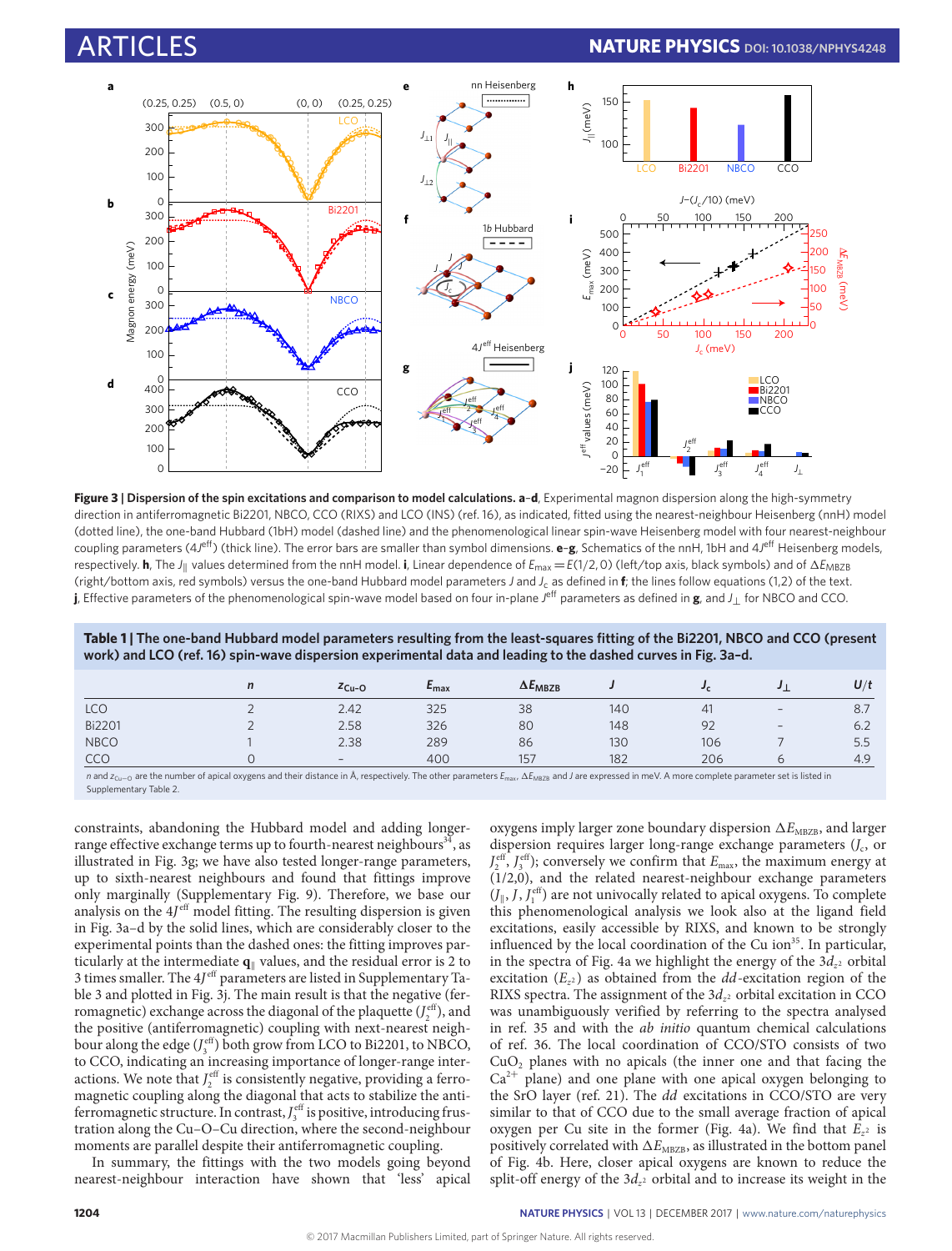**Figure 3 | Dispersion of the spin excitations and comparison to model calculations. a–d**, Experimental magnon dispersion along the high-symmetry direction in antiferromagnetic Bi2201, NBCO, CCO (RIXS) and LCO (INS) (ref. 16), as indicated, fitted using the nearest-neighbour Heisenberg (nnH) model (dotted line), the one-band Hubbard (1bH) model (dashed line) and the phenomenological linear spin-wave Heisenberg model with four nearest-neighbour coupling parameters ($4J^{\mathrm{eff}}$) (thick line). The error bars are smaller than symbol dimensions. **e–g**, Schematics of the nnH, 1bH and $4J^{\mathrm{eff}}$ Heisenberg models, respectively. **h**, The $J_{\parallel}$ values determined from the nnH model. **i**, Linear dependence of $E_{\mathrm{max}} = E(1/2, 0)$ (left/top axis, black symbols) and of $\Delta E_{\mathrm{MBZB}}$ (right/bottom axis, red symbols) versus the one-band Hubbard model parameters $J$ and $J_c$ as defined in **f**; the lines follow equations (1,2) of the text. **j**, Effective parameters of the phenomenological spin-wave model based on four in-plane $J^{\mathrm{eff}}$ parameters as defined in **g**, and $J_{\perp}$ for NBCO and CCO.

**Table 1 | The one-band Hubbard model parameters resulting from the least-squares fitting of the Bi2201, NBCO and CCO (present work) and LCO (ref. 16) spin-wave dispersion experimental data and leading to the dashed curves in Fig. 3a–d.**

| | $n$ | $z_{\mathrm{Cu-O}}$ | $E_{\mathrm{max}}$ | $\Delta E_{\mathrm{MBZB}}$ | $J$ | $J_c$ | $J_{\perp}$ | $U/t$ |
|---|---|---|---|---|---|---|---|---|
| LCO | 2 | 2.42 | 325 | 38 | 140 | 41 | – | 8.7 |
| Bi2201 | 2 | 2.58 | 326 | 80 | 148 | 92 | – | 6.2 |
| NBCO | 1 | 2.38 | 289 | 86 | 130 | 106 | 7 | 5.5 |
| CCO | 0 | – | 400 | 157 | 182 | 206 | 6 | 4.9 |

$n$ and $z_{\mathrm{Cu-O}}$ are the number of apical oxygens and their distance in Å, respectively. The other parameters $E_{\mathrm{max}}$, $\Delta E_{\mathrm{MBZB}}$ and $J$ are expressed in meV. A more complete parameter set is listed in Supplementary Table 2.

constraints, abandoning the Hubbard model and adding longer-range effective exchange terms up to fourth-nearest neighbours[34], as illustrated in Fig. 3g; we have also tested longer-range parameters, up to sixth-nearest neighbours and found that fittings improve only marginally (Supplementary Fig. 9). Therefore, we base our analysis on the $4J^{\mathrm{eff}}$ model fitting. The resulting dispersion is given in Fig. 3a–d by the solid lines, which are considerably closer to the experimental points than the dashed ones: the fitting improves particularly at the intermediate $\mathbf{q}_{\parallel}$ values, and the residual error is 2 to 3 times smaller. The $4J^{\mathrm{eff}}$ parameters are listed in Supplementary Table 3 and plotted in Fig. 3j. The main result is that the negative (ferromagnetic) exchange across the diagonal of the plaquette ($J_2^{\mathrm{eff}}$), and the positive (antiferromagnetic) coupling with next-nearest neighbour along the edge ($J_3^{\mathrm{eff}}$) both grow from LCO to Bi2201, to NBCO, to CCO, indicating an increasing importance of longer-range interactions. We note that $J_2^{\mathrm{eff}}$ is consistently negative, providing a ferromagnetic coupling along the diagonal that acts to stabilize the antiferromagnetic structure. In contrast, $J_3^{\mathrm{eff}}$ is positive, introducing frustration along the Cu–O–Cu direction, where the second-neighbour moments are parallel despite their antiferromagnetic coupling.

In summary, the fittings with the two models going beyond nearest-neighbour interaction have shown that 'less' apical oxygens imply larger zone boundary dispersion $\Delta E_{\mathrm{MBZB}}$, and larger exponents require larger long-range exchange parameters ($J_c$, or $J_2^{\mathrm{eff}}$, $J_3^{\mathrm{eff}}$); conversely we confirm that $E_{\mathrm{max}}$, the maximum energy at (1/2,0), and the related nearest-neighbour exchange parameters ($J_{\parallel}$, $J$, $J_1^{\mathrm{eff}}$) are not univocally related to apical oxygens. To complete this phenomenological analysis we look also at the ligand field excitations, easily accessible by RIXS, and known to be strongly influenced by the local coordination of the Cu ion[35]. In particular, in the spectra of Fig. 4a we highlight the energy of the $3d_{z^2}$ orbital excitation ($E_{z^2}$) as obtained from the *dd*-excitation region of the RIXS spectra. The assignment of the $3d_{z^2}$ orbital excitation in CCO was unambiguously verified by referring to the spectra analysed in ref. 35 and with the *ab initio* quantum chemical calculations of ref. 36. The local coordination of CCO/STO consists of two $CuO_2$ planes with no apicals (the inner one and that facing the $Ca^{2+}$ plane) and one plane with one apical oxygen belonging to the SrO layer (ref. 21). The *dd* excitations in CCO/STO are very similar to that of CCO due to the small average fraction of apical oxygen per Cu site in the former (Fig. 4a). We find that $E_{z^2}$ is positively correlated with $\Delta E_{\mathrm{MBZB}}$, as illustrated in the bottom panel of Fig. 4b. Here, closer apical oxygens are known to reduce the split-off energy of the $3d_{z^2}$ orbital and to increase its weight in the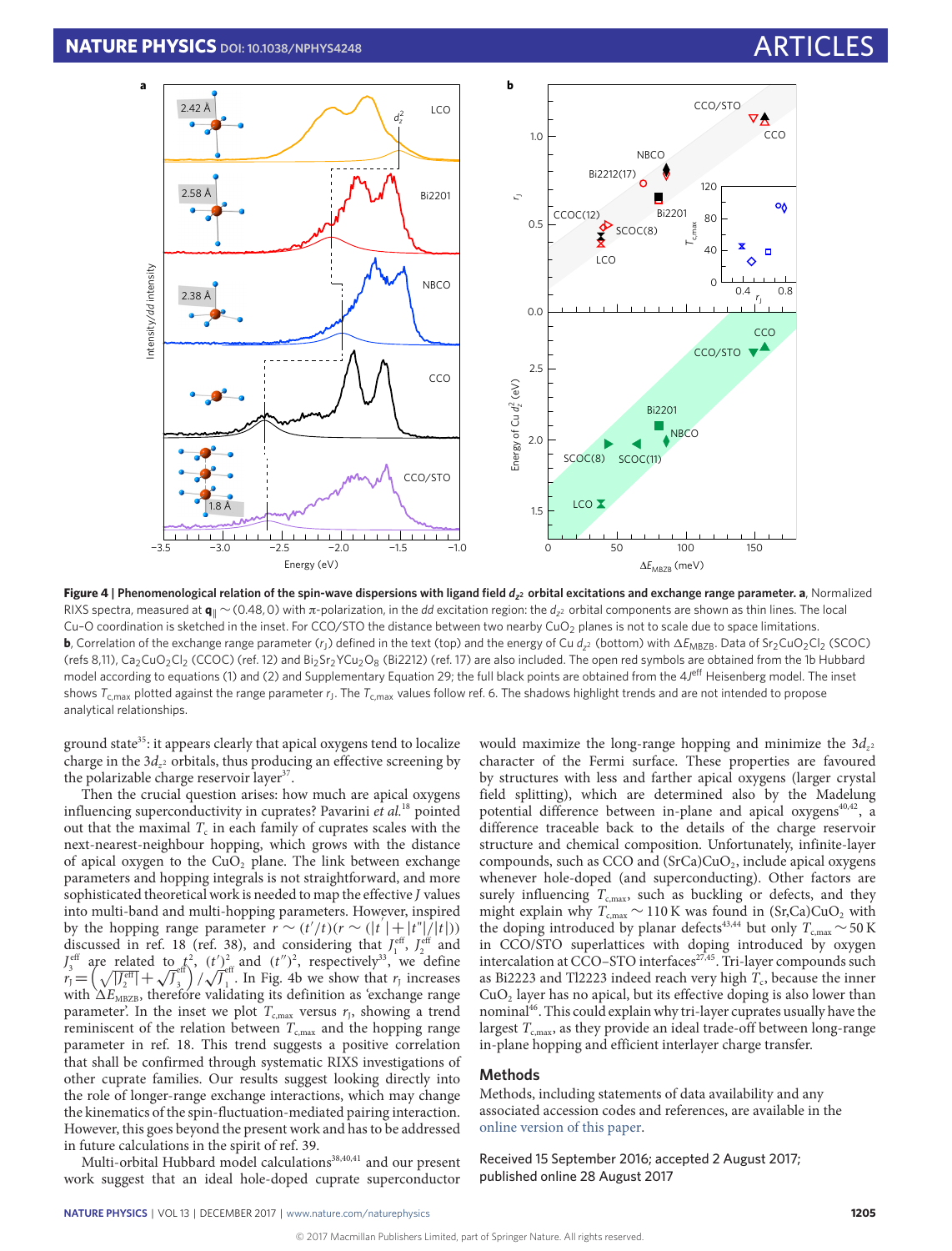**Figure 4 | Phenomenological relation of the spin-wave dispersions with ligand field $d_{z^2}$ orbital excitations and exchange range parameter. a**, Normalized RIXS spectra, measured at $\mathbf{q}_\parallel \sim (0.48, 0)$ with $\pi$-polarization, in the *dd* excitation region: the $d_{z^2}$ orbital components are shown as thin lines. The local Cu–O coordination is sketched in the inset. For CCO/STO the distance between two nearby $CuO_2$ planes is not to scale due to space limitations. **b**, Correlation of the exchange range parameter ($r_J$) defined in the text (top) and the energy of Cu $d_{z^2}$ (bottom) with $\Delta E_{MBZB}$. Data of $Sr_2CuO_2Cl_2$ (SCOC) (refs 8,11), $Ca_2CuO_2Cl_2$ (CCOC) (ref. 12) and $Bi_2Sr_2YCu_2O_8$ (Bi2212) (ref. 17) are also included. The open red symbols are obtained from the 1b Hubbard model according to equations (1) and (2) and Supplementary Equation 29; the full black points are obtained from the $4J^{\rm eff}$ Heisenberg model. The inset shows $T_{c,max}$ plotted against the range parameter $r_J$. The $T_{c,max}$ values follow ref. 6. The shadows highlight trends and are not intended to propose analytical relationships.

ground state[35]: it appears clearly that apical oxygens tend to localize charge in the $3d_{z^2}$ orbitals, thus producing an effective screening by the polarizable charge reservoir layer[37].

Then the crucial question arises: how much are apical oxygens influencing superconductivity in cuprates? Pavarini *et al.*[18] pointed out that the maximal $T_c$ in each family of cuprates scales with the next-nearest-neighbour hopping, which grows with the distance of apical oxygen to the $CuO_2$ plane. The link between exchange parameters and hopping integrals is not straightforward, and more sophisticated theoretical work is needed to map the effective *J* values into multi-band and multi-hopping parameters. However, inspired by the hopping range parameter $r \sim (t'/t)(r \sim (|t'|+|t''|/|t|))$ discussed in ref. 18 (ref. 38), and considering that $J_1^{\rm eff}$, $J_2^{\rm eff}$ and $J_3^{\rm eff}$ are related to $t^2$, $(t')^2$ and $(t'')^2$, respectively[33], we define $r_J = \left(\sqrt{|J_2^{\rm eff}|} + \sqrt{J_3^{\rm eff}}\right) / \sqrt{J_1^{\rm eff}}$. In Fig. 4b we show that $r_J$ increases with $\Delta E_{MBZB}$, therefore validating its definition as 'exchange range parameter'. In the inset we plot $T_{c,max}$ versus $r_J$, showing a trend reminiscent of the relation between $T_{c,max}$ and the hopping range parameter in ref. 18. This trend suggests a positive correlation that shall be confirmed through systematic RIXS investigations of other cuprate families. Our results suggest looking directly into the role of longer-range exchange interactions, which may change the kinematics of the spin-fluctuation-mediated pairing interaction. However, this goes beyond the present work and has to be addressed in future calculations in the spirit of ref. 39.

Multi-orbital Hubbard model calculations[38,40,41] and our present work suggest that an ideal hole-doped cuprate superconductor would maximize the long-range hopping and minimize the $3d_{z^2}$ character of the Fermi surface. These properties are favoured by structures with less and farther apical oxygens (larger crystal field splitting), which are determined also by the Madelung potential difference between in-plane and apical oxygens[40,42], a difference traceable back to the details of the charge reservoir structure and chemical composition. Unfortunately, infinite-layer compounds, such as CCO and $(SrCa)CuO_2$, include apical oxygens whenever hole-doped (and superconducting). Other factors are surely influencing $T_{c,max}$, such as buckling or defects, and they might explain why $T_{c,max} \sim 110$ K was found in $(Sr,Ca)CuO_2$ with the doping introduced by planar defects[43,44] but only $T_{c,max} \sim 50$ K in CCO/STO superlattices with doping introduced by oxygen intercalation at CCO–STO interfaces[27,45]. Tri-layer compounds such as Bi2223 and Tl2223 indeed reach very high $T_c$, because the inner $CuO_2$ layer has no apical, but its effective doping is also lower than nominal[46]. This could explain why tri-layer cuprates usually have the largest $T_{c,max}$, as they provide an ideal trade-off between long-range in-plane hopping and efficient interlayer charge transfer.

## Methods

Methods, including statements of data availability and any associated accession codes and references, are available in the online version of this paper.

Received 15 September 2016; accepted 2 August 2017; published online 28 August 2017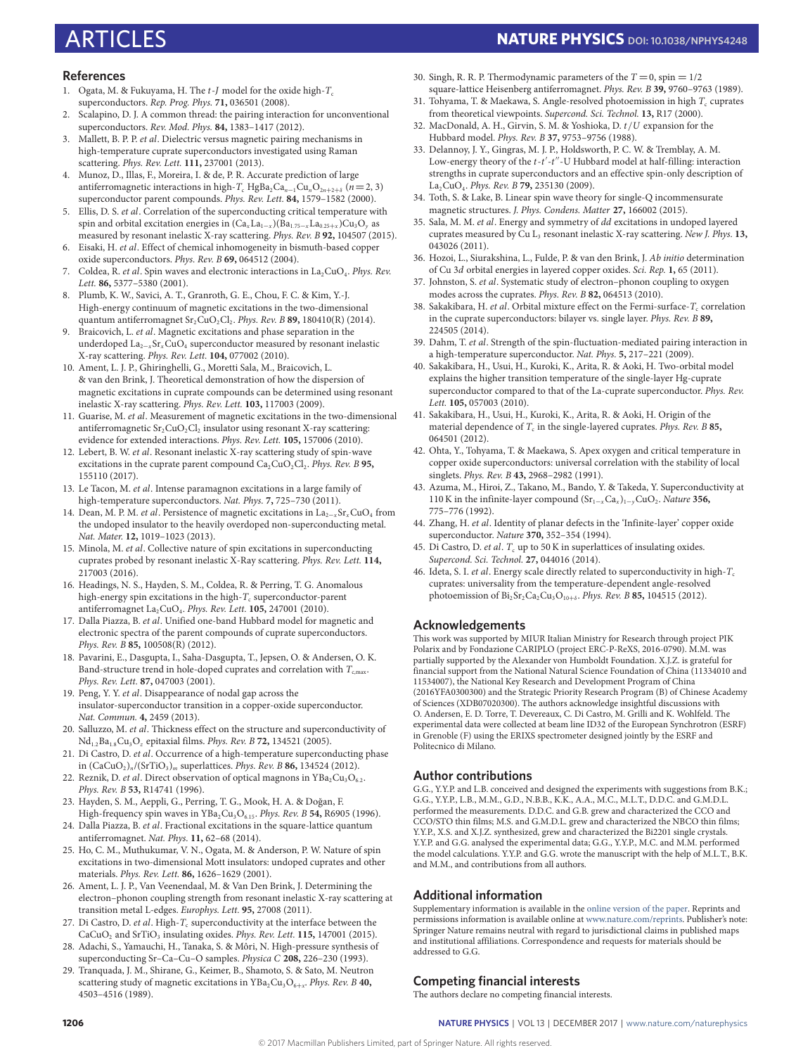## References

1. Ogata, M. & Fukuyama, H. The *t-J* model for the oxide high-$T_c$ superconductors. *Rep. Prog. Phys.* **71,** 036501 (2008).
2. Scalapino, D. J. A common thread: the pairing interaction for unconventional superconductors. *Rev. Mod. Phys.* **84,** 1383–1417 (2012).
3. Mallett, B. P. P. *et al*. Dielectric versus magnetic pairing mechanisms in high-temperature cuprate superconductors investigated using Raman scattering. *Phys. Rev. Lett.* **111,** 237001 (2013).
4. Munoz, D., Illas, F., Moreira, I. & de, P. R. Accurate prediction of large antiferromagnetic interactions in high-$T_c$ $HgBa_2Ca_{n-1}Cu_nO_{2n+2+\delta}$ ($n=2$, 3) superconductor parent compounds. *Phys. Rev. Lett.* **84,** 1579–1582 (2000).
5. Ellis, D. S. *et al*. Correlation of the superconducting critical temperature with spin and orbital excitation energies in $(Ca_xLa_{1-x})(Ba_{1.75-x}La_{0.25+x})Cu_3O_y$ as measured by resonant inelastic X-ray scattering. *Phys. Rev. B* **92,** 104507 (2015).
6. Eisaki, H. *et al*. Effect of chemical inhomogeneity in bismuth-based copper oxide superconductors. *Phys. Rev. B* **69,** 064512 (2004).
7. Coldea, R. *et al*. Spin waves and electronic interactions in $La_2CuO_4$. *Phys. Rev. Lett.* **86,** 5377–5380 (2001).
8. Plumb, K. W., Savici, A. T., Granroth, G. E., Chou, F. C. & Kim, Y.-J. High-energy continuum of magnetic excitations in the two-dimensional quantum antiferromagnet $Sr_2CuO_2Cl_2$. *Phys. Rev. B* **89,** 180410(R) (2014).
9. Braicovich, L. *et al*. Magnetic excitations and phase separation in the underdoped $La_{2-x}Sr_xCuO_4$ superconductor measured by resonant inelastic X-ray scattering. *Phys. Rev. Lett.* **104,** 077002 (2010).
10. Ament, L. J. P., Ghiringhelli, G., Moretti Sala, M., Braicovich, L. & van den Brink, J. Theoretical demonstration of how the dispersion of magnetic excitations in cuprate compounds can be determined using resonant inelastic X-ray scattering. *Phys. Rev. Lett.* **103,** 117003 (2009).
11. Guarise, M. *et al*. Measurement of magnetic excitations in the two-dimensional antiferromagnetic $Sr_2CuO_2Cl_2$ insulator using resonant X-ray scattering: evidence for extended interactions. *Phys. Rev. Lett.* **105,** 157006 (2010).
12. Lebert, B. W. *et al*. Resonant inelastic X-ray scattering study of spin-wave excitations in the cuprate parent compound $Ca_2CuO_2Cl_2$. *Phys. Rev. B* **95,** 155110 (2017).
13. Le Tacon, M. *et al*. Intense paramagnon excitations in a large family of high-temperature superconductors. *Nat. Phys.* **7,** 725–730 (2011).
14. Dean, M. P. M. *et al*. Persistence of magnetic excitations in $La_{2-x}Sr_xCuO_4$ from the undoped insulator to the heavily overdoped non-superconducting metal. *Nat. Mater.* **12,** 1019–1023 (2013).
15. Minola, M. *et al*. Collective nature of spin excitations in superconducting cuprates probed by resonant inelastic X-Ray scattering. *Phys. Rev. Lett.* **114,** 217003 (2016).
16. Headings, N. S., Hayden, S. M., Coldea, R. & Perring, T. G. Anomalous high-energy spin excitations in the high-$T_c$ superconductor-parent antiferromagnet $La_2CuO_4$. *Phys. Rev. Lett.* **105,** 247001 (2010).
17. Dalla Piazza, B. *et al*. Unified one-band Hubbard model for magnetic and electronic spectra of the parent compounds of cuprate superconductors. *Phys. Rev. B* **85,** 100508(R) (2012).
18. Pavarini, E., Dasgupta, I., Saha-Dasgupta, T., Jepsen, O. & Andersen, O. K. Band-structure trend in hole-doped cuprates and correlation with $T_{c,max}$. *Phys. Rev. Lett.* **87,** 047003 (2001).
19. Peng, Y. Y. *et al*. Disappearance of nodal gap across the insulator-superconductor transition in a copper-oxide superconductor. *Nat. Commun.* **4,** 2459 (2013).
20. Salluzzo, M. *et al*. Thickness effect on the structure and superconductivity of $Nd_{1.2}Ba_{1.8}Cu_3O_z$ epitaxial films. *Phys. Rev. B* **72,** 134521 (2005).
21. Di Castro, D. *et al*. Occurrence of a high-temperature superconducting phase in $(CaCuO_2)_n/(SrTiO_3)_m$ superlattices. *Phys. Rev. B* **86,** 134524 (2012).
22. Reznik, D. *et al*. Direct observation of optical magnons in $YBa_2Cu_3O_{6.2}$. *Phys. Rev. B* **53,** R14741 (1996).
23. Hayden, S. M., Aeppli, G., Perring, T. G., Mook, H. A. & Doğan, F. High-frequency spin waves in $YBa_2Cu_3O_{6.15}$. *Phys. Rev. B* **54,** R6905 (1996).
24. Dalla Piazza, B. *et al*. Fractional excitations in the square-lattice quantum antiferromagnet. *Nat. Phys.* **11,** 62–68 (2014).
25. Ho, C. M., Muthukumar, V. N., Ogata, M. & Anderson, P. W. Nature of spin excitations in two-dimensional Mott insulators: undoped cuprates and other materials. *Phys. Rev. Lett.* **86,** 1626–1629 (2001).
26. Ament, L. J. P., Van Veenendaal, M. & Van Den Brink, J. Determining the electron–phonon coupling strength from resonant inelastic X-ray scattering at transition metal L-edges. *Europhys. Lett.* **95,** 27008 (2011).
27. Di Castro, D. *et al*. High-$T_c$ superconductivity at the interface between the $CaCuO_2$ and $SrTiO_3$ insulating oxides. *Phys. Rev. Lett.* **115,** 147001 (2015).
28. Adachi, S., Yamauchi, H., Tanaka, S. & Môri, N. High-pressure synthesis of superconducting Sr–Ca–Cu–O samples. *Physica C* **208,** 226–230 (1993).
29. Tranquada, J. M., Shirane, G., Keimer, B., Shamoto, S. & Sato, M. Neutron scattering study of magnetic excitations in $YBa_2Cu_3O_{6+x}$. *Phys. Rev. B* **40,** 4503–4516 (1989).
30. Singh, R. R. P. Thermodynamic parameters of the $T=0$, spin $=1/2$ square-lattice Heisenberg antiferromagnet. *Phys. Rev. B* **39,** 9760–9763 (1989).
31. Tohyama, T. & Maekawa, S. Angle-resolved photoemission in high $T_c$ cuprates from theoretical viewpoints. *Supercond. Sci. Technol.* **13,** R17 (2000).
32. MacDonald, A. H., Girvin, S. M. & Yoshioka, D. $t/U$ expansion for the Hubbard model. *Phys. Rev. B* **37,** 9753–9756 (1988).
33. Delannoy, J. Y., Gingras, M. J. P., Holdsworth, P. C. W. & Tremblay, A. M. Low-energy theory of the $t$-$t'$-$t''$-U Hubbard model at half-filling: interaction strengths in cuprate superconductors and an effective spin-only description of $La_2CuO_4$. *Phys. Rev. B* **79,** 235130 (2009).
34. Toth, S. & Lake, B. Linear spin wave theory for single-Q incommensurate magnetic structures. *J. Phys. Condens. Matter* **27,** 166002 (2015).
35. Sala, M. M. *et al*. Energy and symmetry of *dd* excitations in undoped layered cuprates measured by Cu $L_3$ resonant inelastic X-ray scattering. *New J. Phys.* **13,** 043026 (2011).
36. Hozoi, L., Siurakshina, L., Fulde, P. & van den Brink, J. *Ab initio* determination of Cu 3*d* orbital energies in layered copper oxides. *Sci. Rep.* **1,** 65 (2011).
37. Johnston, S. *et al*. Systematic study of electron–phonon coupling to oxygen modes across the cuprates. *Phys. Rev. B* **82,** 064513 (2010).
38. Sakakibara, H. *et al*. Orbital mixture effect on the Fermi-surface-$T_c$ correlation in the cuprate superconductors: bilayer vs. single layer. *Phys. Rev. B* **89,** 224505 (2014).
39. Dahm, T. *et al*. Strength of the spin-fluctuation-mediated pairing interaction in a high-temperature superconductor. *Nat. Phys.* **5,** 217–221 (2009).
40. Sakakibara, H., Usui, H., Kuroki, K., Arita, R. & Aoki, H. Two-orbital model explains the higher transition temperature of the single-layer Hg-cuprate superconductor compared to that of the La-cuprate superconductor. *Phys. Rev. Lett.* **105,** 057003 (2010).
41. Sakakibara, H., Usui, H., Kuroki, K., Arita, R. & Aoki, H. Origin of the material dependence of $T_c$ in the single-layered cuprates. *Phys. Rev. B* **85,** 064501 (2012).
42. Ohta, Y., Tohyama, T. & Maekawa, S. Apex oxygen and critical temperature in copper oxide superconductors: universal correlation with the stability of local singlets. *Phys. Rev. B* **43,** 2968–2982 (1991).
43. Azuma, M., Hiroi, Z., Takano, M., Bando, Y. & Takeda, Y. Superconductivity at 110 K in the infinite-layer compound $(Sr_{1-x}Ca_x)_{1-y}CuO_2$. *Nature* **356,** 775–776 (1992).
44. Zhang, H. *et al*. Identity of planar defects in the 'Infinite-layer' copper oxide superconductor. *Nature* **370,** 352–354 (1994).
45. Di Castro, D. *et al*. $T_c$ up to 50 K in superlattices of insulating oxides. *Supercond. Sci. Technol.* **27,** 044016 (2014).
46. Ideta, S. I. *et al*. Energy scale directly related to superconductivity in high-$T_c$ cuprates: universality from the temperature-dependent angle-resolved photoemission of $Bi_2Sr_2Ca_2Cu_3O_{10+\delta}$. *Phys. Rev. B* **85,** 104515 (2012).

## Acknowledgements

This work was supported by MIUR Italian Ministry for Research through project PIK Polarix and by Fondazione CARIPLO (project ERC-P-ReXS, 2016-0790). M.M. was partially supported by the Alexander von Humboldt Foundation. X.J.Z. is grateful for financial support from the National Natural Science Foundation of China (11334010 and 11534007), the National Key Research and Development Program of China (2016YFA0300300) and the Strategic Priority Research Program (B) of Chinese Academy of Sciences (XDB07020300). The authors acknowledge insightful discussions with O. Andersen, E. D. Torre, T. Devereaux, C. Di Castro, M. Grilli and K. Wohlfeld. The experimental data were collected at beam line ID32 of the European Synchrotron (ESRF) in Grenoble (F) using the ERIXS spectrometer designed jointly by the ESRF and Politecnico di Milano.

## Author contributions

G.G., Y.Y.P. and L.B. conceived and designed the experiments with suggestions from B.K.; G.G., Y.Y.P., L.B., M.M., G.D., N.B.B., K.K., A.A., M.C., M.L.T., D.D.C. and G.M.D.L. performed the measurements. D.D.C. and G.B. grew and characterized the CCO and CCO/STO thin films; M.S. and G.M.D.L. grew and characterized the NBCO thin films; Y.Y.P., X.S. and X.J.Z. synthesized, grew and characterized the Bi2201 single crystals. Y.Y.P. and G.G. analysed the experimental data; G.G., Y.Y.P., M.C. and M.M. performed the model calculations. Y.Y.P. and G.G. wrote the manuscript with the help of M.L.T., B.K. and M.M., and contributions from all authors.

## Additional information

Supplementary information is available in the online version of the paper. Reprints and permissions information is available online at www.nature.com/reprints. Publisher's note: Springer Nature remains neutral with regard to jurisdictional claims in published maps and institutional affiliations. Correspondence and requests for materials should be addressed to G.G.

## Competing financial interests

The authors declare no competing financial interests.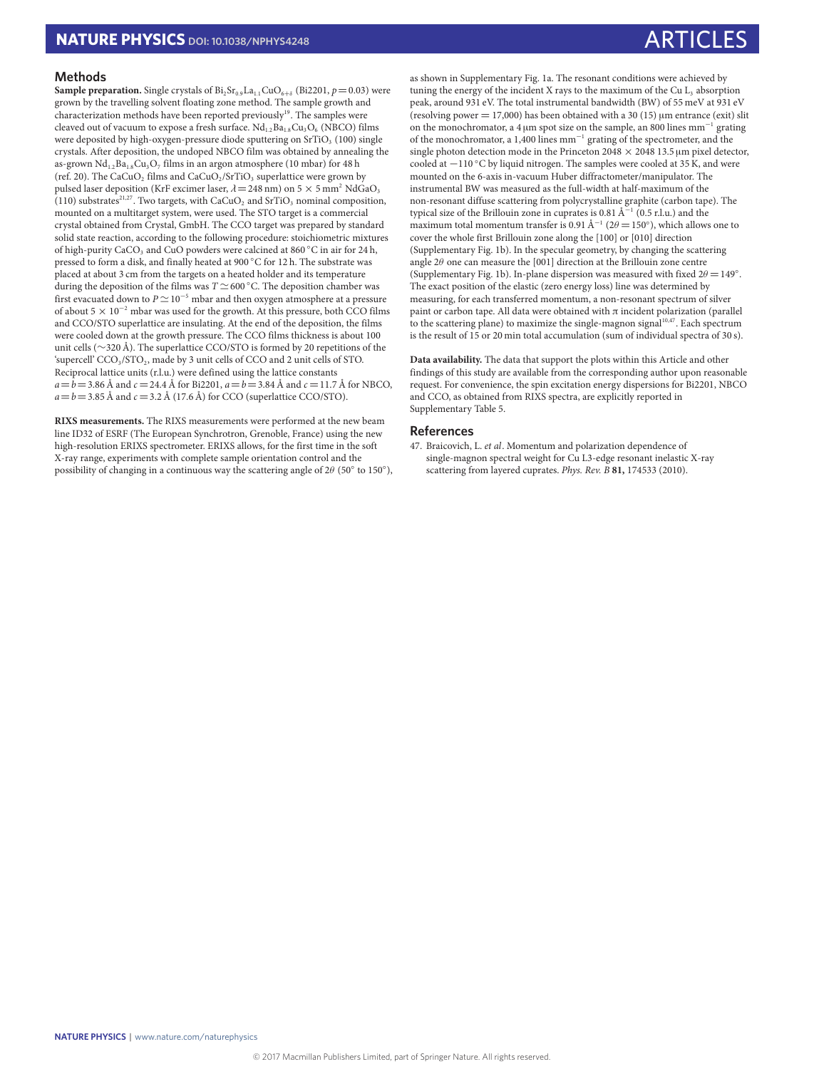## Methods

**Sample preparation.** Single crystals of $Bi_2Sr_{0.9}La_{1.1}CuO_{6+\delta}$ (Bi2201, $p = 0.03$) were grown by the travelling solvent floating zone method. The sample growth and characterization methods have been reported previously[19]. The samples were cleaved out of vacuum to expose a fresh surface. $Nd_{1.2}Ba_{1.8}Cu_3O_6$ (NBCO) films were deposited by high-oxygen-pressure diode sputtering on $SrTiO_3$ (100) single crystals. After deposition, the undoped NBCO film was obtained by annealing the as-grown $Nd_{1.2}Ba_{1.8}Cu_3O_7$ films in an argon atmosphere (10 mbar) for 48 h (ref. 20). The $CaCuO_2$ films and $CaCuO_2/SrTiO_3$ superlattice were grown by pulsed laser deposition (KrF excimer laser, $\lambda = 248$ nm) on $5 \times 5$ mm$^2$ $NdGaO_3$ (110) substrates[21,27]. Two targets, with $CaCuO_2$ and $SrTiO_3$ nominal composition, mounted on a multitarget system, were used. The STO target is a commercial crystal obtained from Crystal, GmbH. The CCO target was prepared by standard solid state reaction, according to the following procedure: stoichiometric mixtures of high-purity $CaCO_3$ and CuO powders were calcined at 860 °C in air for 24 h, pressed to form a disk, and finally heated at 900 °C for 12 h. The substrate was placed at about 3 cm from the targets on a heated holder and its temperature during the deposition of the films was $T \simeq 600$ °C. The deposition chamber was first evacuated down to $P \simeq 10^{-5}$ mbar and then oxygen atmosphere at a pressure of about $5 \times 10^{-2}$ mbar was used for the growth. At this pressure, both CCO films and CCO/STO superlattice are insulating. At the end of the deposition, the films were cooled down at the growth pressure. The CCO films thickness is about 100 unit cells (~320 Å). The superlattice CCO/STO is formed by 20 repetitions of the 'supercell' $CCO_3$/$STO_2$, made by 3 unit cells of CCO and 2 unit cells of STO. Reciprocal lattice units (r.l.u.) were defined using the lattice constants $a = b = 3.86$ Å and $c = 24.4$ Å for Bi2201, $a = b = 3.84$ Å and $c = 11.7$ Å for NBCO, $a = b = 3.85$ Å and $c = 3.2$ Å (17.6 Å) for CCO (superlattice CCO/STO).

**RIXS measurements.** The RIXS measurements were performed at the new beam line ID32 of ESRF (The European Synchrotron, Grenoble, France) using the new high-resolution ERIXS spectrometer. ERIXS allows, for the first time in the soft X-ray range, experiments with complete sample orientation control and the possibility of changing in a continuous way the scattering angle of $2\theta$ (50° to 150°), as shown in Supplementary Fig. 1a. The resonant conditions were achieved by tuning the energy of the incident X rays to the maximum of the Cu $L_3$ absorption peak, around 931 eV. The total instrumental bandwidth (BW) of 55 meV at 931 eV (resolving power = 17,000) has been obtained with a 30 (15) μm entrance (exit) slit on the monochromator, a 4 μm spot size on the sample, an 800 lines mm$^{-1}$ grating of the monochromator, a 1,400 lines mm$^{-1}$ grating of the spectrometer, and the single photon detection mode in the Princeton 2048 × 2048 13.5 μm pixel detector, cooled at −110 °C by liquid nitrogen. The samples were cooled at 35 K, and were mounted on the 6-axis in-vacuum Huber diffractometer/manipulator. The instrumental BW was measured as the full-width at half-maximum of the non-resonant diffuse scattering from polycrystalline graphite (carbon tape). The typical size of the Brillouin zone in cuprates is 0.81 Å$^{-1}$ (0.5 r.l.u.) and the maximum total momentum transfer is 0.91 Å$^{-1}$ ($2\theta = 150°$), which allows one to cover the whole first Brillouin zone along the [100] or [010] direction (Supplementary Fig. 1b). In the specular geometry, by changing the scattering angle $2\theta$ one can measure the [001] direction at the Brillouin zone centre (Supplementary Fig. 1b). In-plane dispersion was measured with fixed $2\theta = 149°$. The exact position of the elastic (zero energy loss) line was determined by measuring, for each transferred momentum, a non-resonant spectrum of silver paint or carbon tape. All data were obtained with π incident polarization (parallel to the scattering plane) to maximize the single-magnon signal[10,47]. Each spectrum is the result of 15 or 20 min total accumulation (sum of individual spectra of 30 s).

**Data availability.** The data that support the plots within this Article and other findings of this study are available from the corresponding author upon reasonable request. For convenience, the spin excitation energy dispersions for Bi2201, NBCO and CCO, as obtained from RIXS spectra, are explicitly reported in Supplementary Table 5.

## References

47. Braicovich, L. *et al*. Momentum and polarization dependence of single-magnon spectral weight for Cu L3-edge resonant inelastic X-ray scattering from layered cuprates. *Phys. Rev. B* **81,** 174533 (2010).